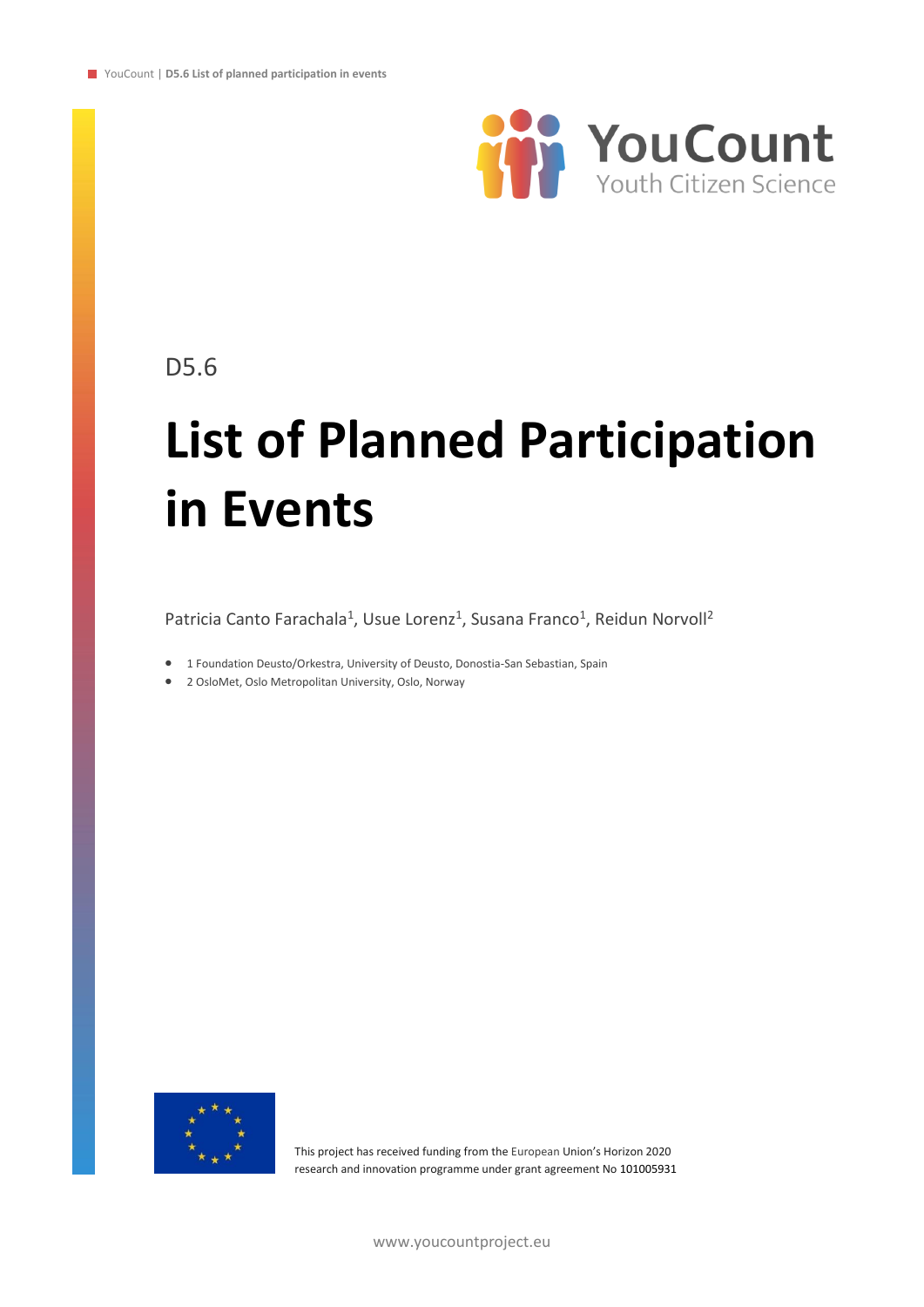YouCount

Youth Citizen Science

D5.6

# List of Planned Participation in Events

Patricia Canto Farachala[1], Usue Lorenz[1], Susana Franco[1], Reidun Norvoll[2]

- 1 Foundation Deusto/Orkestra, University of Deusto, Donostia-San Sebastian, Spain
- 2 OsloMet, Oslo Metropolitan University, Oslo, Norway

This project has received funding from the European Union's Horizon 2020 research and innovation programme under grant agreement No 101005931

www.youcountproject.eu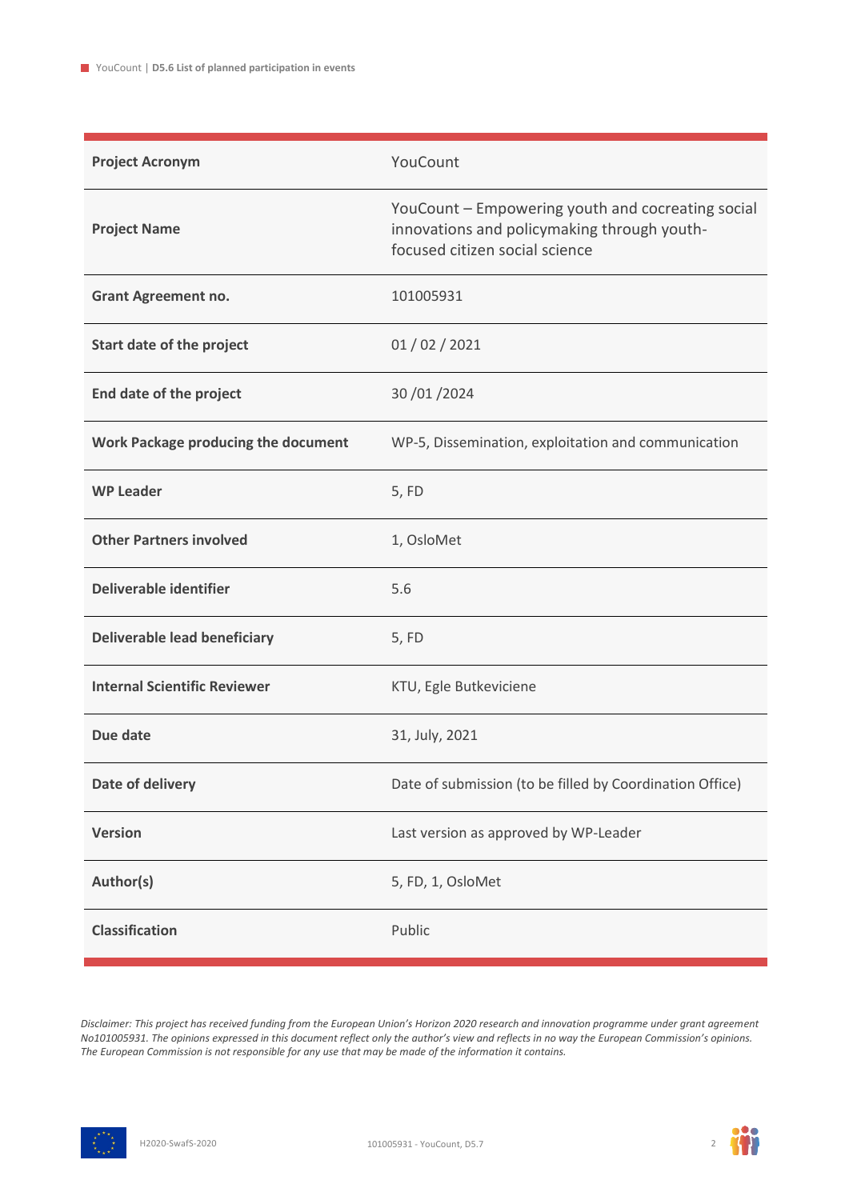| | |
|---|---|
| **Project Acronym** | YouCount |
| **Project Name** | YouCount – Empowering youth and cocreating social innovations and policymaking through youth-focused citizen social science |
| **Grant Agreement no.** | 101005931 |
| **Start date of the project** | 01 / 02 / 2021 |
| **End date of the project** | 30 /01 /2024 |
| **Work Package producing the document** | WP-5, Dissemination, exploitation and communication |
| **WP Leader** | 5, FD |
| **Other Partners involved** | 1, OsloMet |
| **Deliverable identifier** | 5.6 |
| **Deliverable lead beneficiary** | 5, FD |
| **Internal Scientific Reviewer** | KTU, Egle Butkeviciene |
| **Due date** | 31, July, 2021 |
| **Date of delivery** | Date of submission (to be filled by Coordination Office) |
| **Version** | Last version as approved by WP-Leader |
| **Author(s)** | 5, FD, 1, OsloMet |
| **Classification** | Public |

*Disclaimer: This project has received funding from the European Union's Horizon 2020 research and innovation programme under grant agreement No101005931. The opinions expressed in this document reflect only the author's view and reflects in no way the European Commission's opinions. The European Commission is not responsible for any use that may be made of the information it contains.*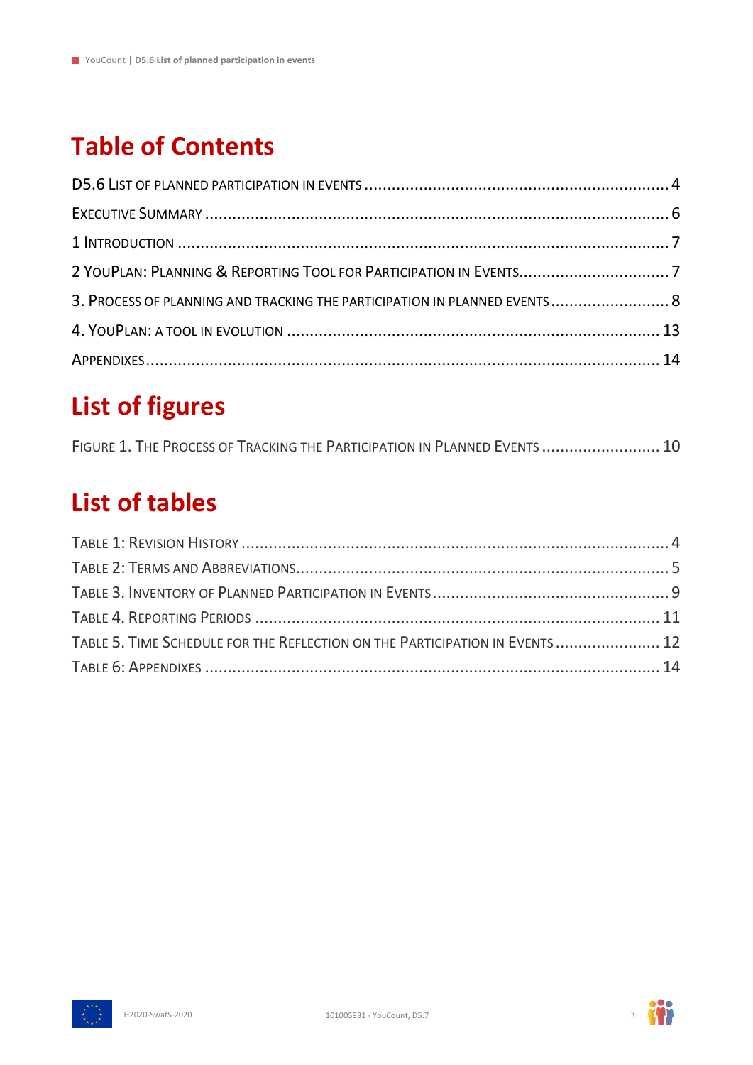# Table of Contents

D5.6 List of planned participation in events .................................................................. 4

Executive Summary ..................................................................................................... 6

1 Introduction ............................................................................................................. 7

2 YouPlan: Planning & Reporting Tool for Participation in Events ................................. 7

3. Process of planning and tracking the participation in planned events .......................... 8

4. YouPlan: a tool in evolution ................................................................................... 13

Appendixes ................................................................................................................ 14

# List of figures

Figure 1. The Process of Tracking the Participation in Planned Events .......................... 10

# List of tables

Table 1: Revision History ............................................................................................. 4

Table 2: Terms and Abbreviations ................................................................................ 5

Table 3. Inventory of Planned Participation in Events .................................................... 9

Table 4. Reporting Periods .......................................................................................... 11

Table 5. Time Schedule for the Reflection on the Participation in Events ....................... 12

Table 6: Appendixes ................................................................................................... 14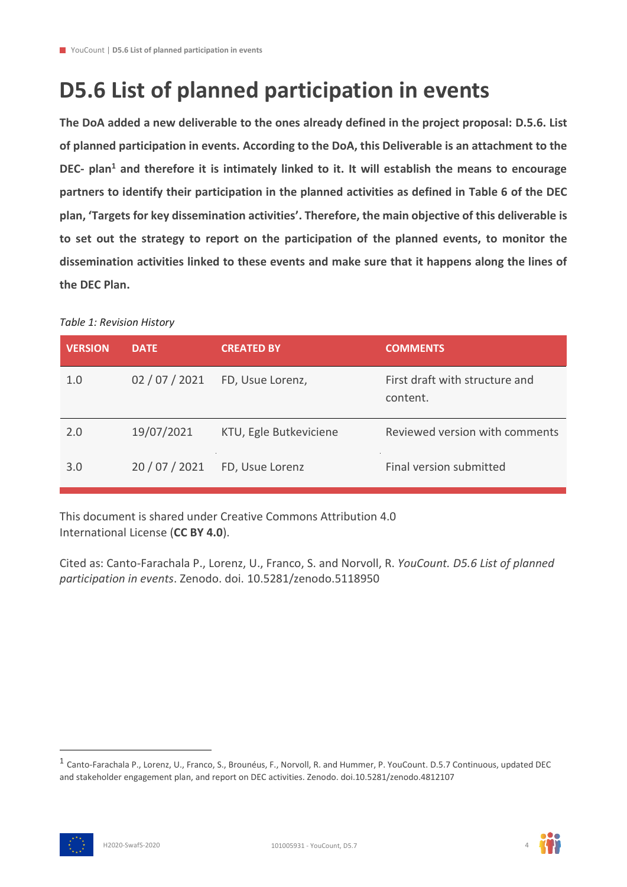# D5.6 List of planned participation in events

**The DoA added a new deliverable to the ones already defined in the project proposal: D.5.6. List of planned participation in events. According to the DoA, this Deliverable is an attachment to the DEC- plan[1] and therefore it is intimately linked to it. It will establish the means to encourage partners to identify their participation in the planned activities as defined in Table 6 of the DEC plan, 'Targets for key dissemination activities'. Therefore, the main objective of this deliverable is to set out the strategy to report on the participation of the planned events, to monitor the dissemination activities linked to these events and make sure that it happens along the lines of the DEC Plan.**

*Table 1: Revision History*

| VERSION | DATE | CREATED BY | COMMENTS |
|---|---|---|---|
| 1.0 | 02 / 07 / 2021 | FD, Usue Lorenz, | First draft with structure and content. |
| 2.0 | 19/07/2021 | KTU, Egle Butkeviciene | Reviewed version with comments |
| 3.0 | 20 / 07 / 2021 | FD, Usue Lorenz | Final version submitted |

This document is shared under Creative Commons Attribution 4.0 International License (**CC BY 4.0**).

Cited as: Canto-Farachala P., Lorenz, U., Franco, S. and Norvoll, R. *YouCount. D5.6 List of planned participation in events*. Zenodo. doi. 10.5281/zenodo.5118950

[1] Canto-Farachala P., Lorenz, U., Franco, S., Brounéus, F., Norvoll, R. and Hummer, P. YouCount. D.5.7 Continuous, updated DEC and stakeholder engagement plan, and report on DEC activities. Zenodo. doi.10.5281/zenodo.4812107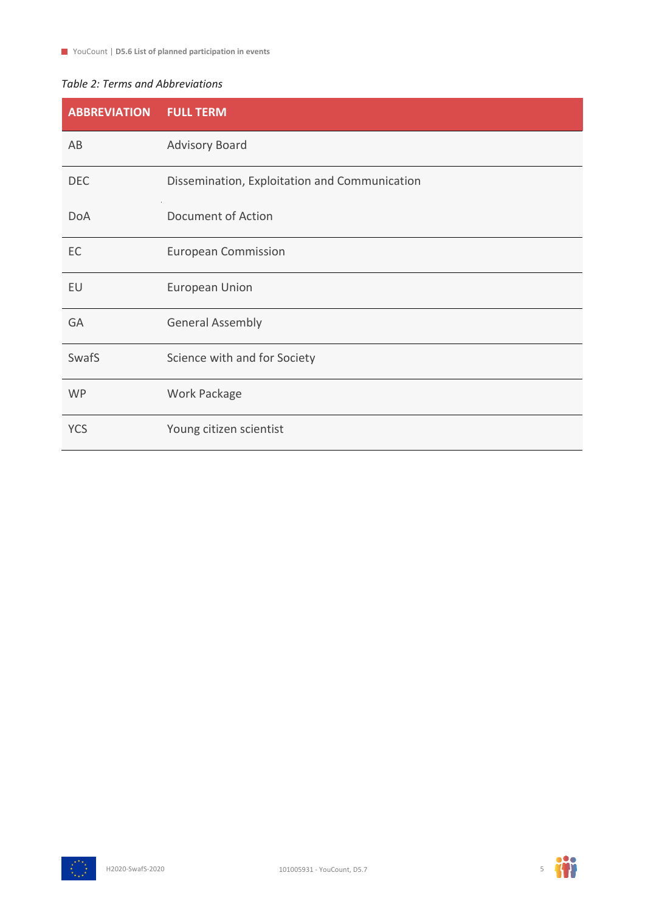*Table 2: Terms and Abbreviations*

| ABBREVIATION | FULL TERM |
|---|---|
| AB | Advisory Board |
| DEC | Dissemination, Exploitation and Communication |
| DoA | Document of Action |
| EC | European Commission |
| EU | European Union |
| GA | General Assembly |
| SwafS | Science with and for Society |
| WP | Work Package |
| YCS | Young citizen scientist |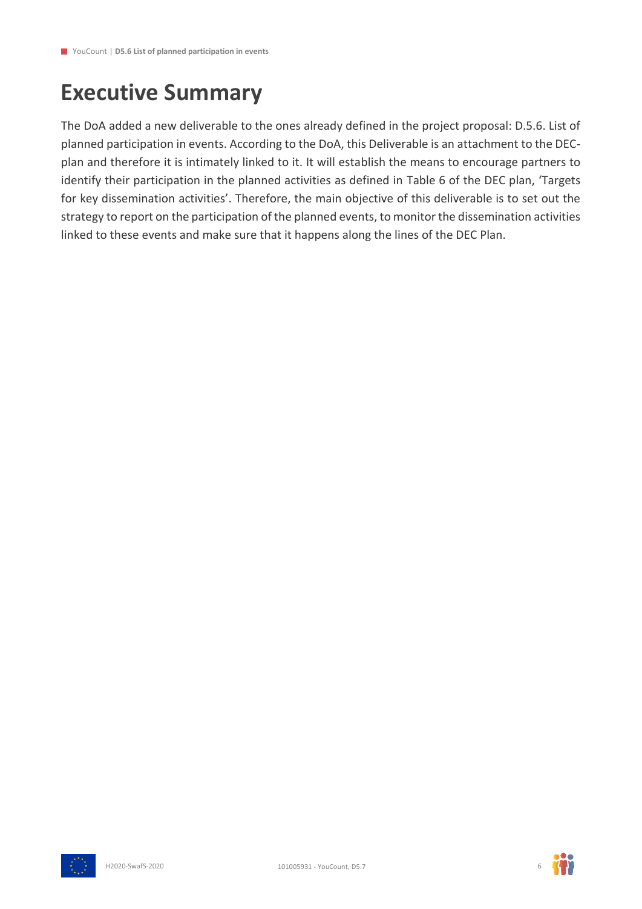# Executive Summary

The DoA added a new deliverable to the ones already defined in the project proposal: D.5.6. List of planned participation in events. According to the DoA, this Deliverable is an attachment to the DEC-plan and therefore it is intimately linked to it. It will establish the means to encourage partners to identify their participation in the planned activities as defined in Table 6 of the DEC plan, 'Targets for key dissemination activities'. Therefore, the main objective of this deliverable is to set out the strategy to report on the participation of the planned events, to monitor the dissemination activities linked to these events and make sure that it happens along the lines of the DEC Plan.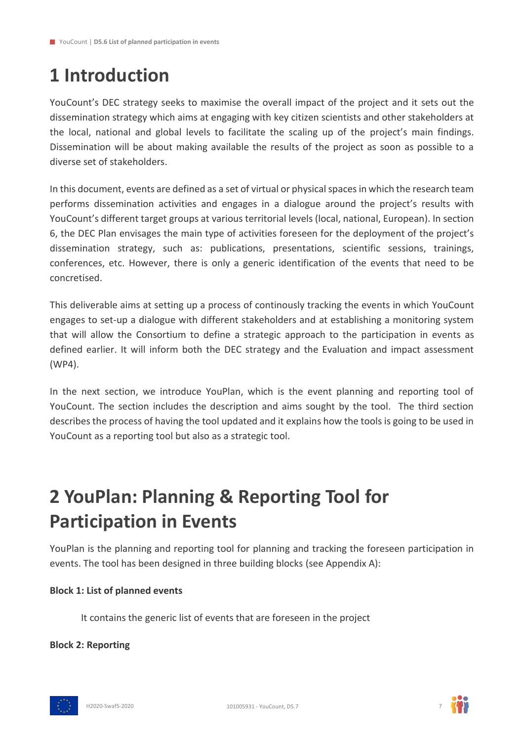# 1 Introduction

YouCount's DEC strategy seeks to maximise the overall impact of the project and it sets out the dissemination strategy which aims at engaging with key citizen scientists and other stakeholders at the local, national and global levels to facilitate the scaling up of the project's main findings. Dissemination will be about making available the results of the project as soon as possible to a diverse set of stakeholders.

In this document, events are defined as a set of virtual or physical spaces in which the research team performs dissemination activities and engages in a dialogue around the project's results with YouCount's different target groups at various territorial levels (local, national, European). In section 6, the DEC Plan envisages the main type of activities foreseen for the deployment of the project's dissemination strategy, such as: publications, presentations, scientific sessions, trainings, conferences, etc. However, there is only a generic identification of the events that need to be concretised.

This deliverable aims at setting up a process of continously tracking the events in which YouCount engages to set-up a dialogue with different stakeholders and at establishing a monitoring system that will allow the Consortium to define a strategic approach to the participation in events as defined earlier. It will inform both the DEC strategy and the Evaluation and impact assessment (WP4).

In the next section, we introduce YouPlan, which is the event planning and reporting tool of YouCount. The section includes the description and aims sought by the tool. The third section describes the process of having the tool updated and it explains how the tools is going to be used in YouCount as a reporting tool but also as a strategic tool.

# 2 YouPlan: Planning & Reporting Tool for Participation in Events

YouPlan is the planning and reporting tool for planning and tracking the foreseen participation in events. The tool has been designed in three building blocks (see Appendix A):

**Block 1: List of planned events**

It contains the generic list of events that are foreseen in the project

**Block 2: Reporting**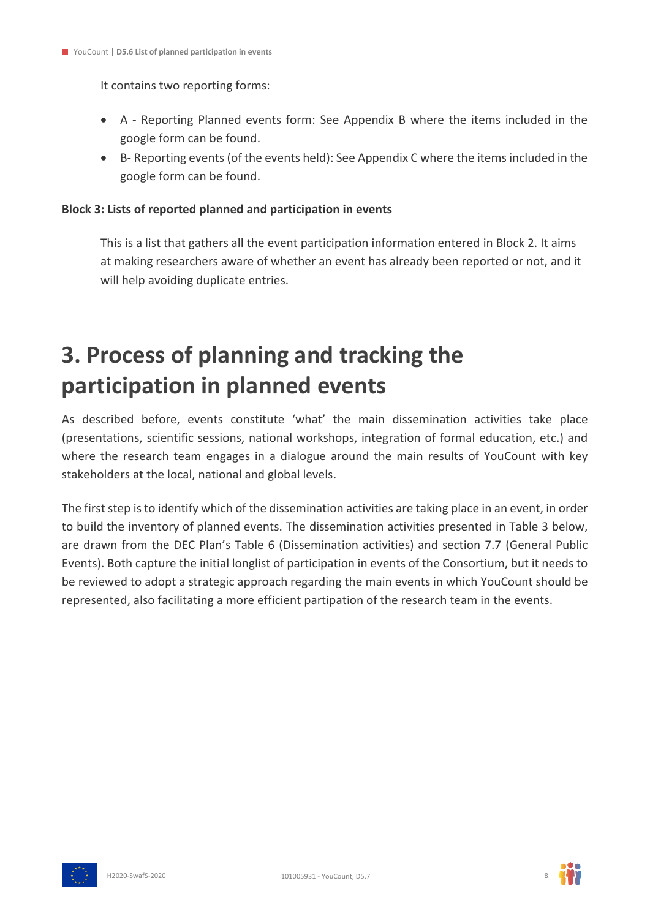It contains two reporting forms:

- A - Reporting Planned events form: See Appendix B where the items included in the google form can be found.
- B- Reporting events (of the events held): See Appendix C where the items included in the google form can be found.

**Block 3: Lists of reported planned and participation in events**

This is a list that gathers all the event participation information entered in Block 2. It aims at making researchers aware of whether an event has already been reported or not, and it will help avoiding duplicate entries.

# 3. Process of planning and tracking the participation in planned events

As described before, events constitute 'what' the main dissemination activities take place (presentations, scientific sessions, national workshops, integration of formal education, etc.) and where the research team engages in a dialogue around the main results of YouCount with key stakeholders at the local, national and global levels.

The first step is to identify which of the dissemination activities are taking place in an event, in order to build the inventory of planned events. The dissemination activities presented in Table 3 below, are drawn from the DEC Plan's Table 6 (Dissemination activities) and section 7.7 (General Public Events). Both capture the initial longlist of participation in events of the Consortium, but it needs to be reviewed to adopt a strategic approach regarding the main events in which YouCount should be represented, also facilitating a more efficient partipation of the research team in the events.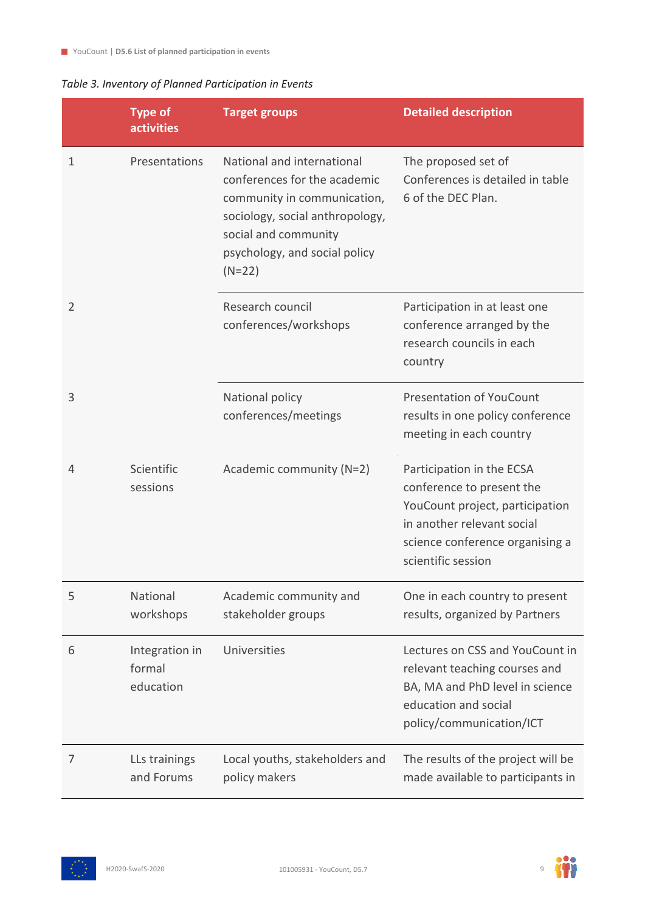*Table 3. Inventory of Planned Participation in Events*

| | Type of activities | Target groups | Detailed description |
|---|---|---|---|
| 1 | Presentations | National and international conferences for the academic community in communication, sociology, social anthropology, social and community psychology, and social policy (N=22) | The proposed set of Conferences is detailed in table 6 of the DEC Plan. |
| 2 | | Research council conferences/workshops | Participation in at least one conference arranged by the research councils in each country |
| 3 | | National policy conferences/meetings | Presentation of YouCount results in one policy conference meeting in each country |
| 4 | Scientific sessions | Academic community (N=2) | Participation in the ECSA conference to present the YouCount project, participation in another relevant social science conference organising a scientific session |
| 5 | National workshops | Academic community and stakeholder groups | One in each country to present results, organized by Partners |
| 6 | Integration in formal education | Universities | Lectures on CSS and YouCount in relevant teaching courses and BA, MA and PhD level in science education and social policy/communication/ICT |
| 7 | LLs trainings and Forums | Local youths, stakeholders and policy makers | The results of the project will be made available to participants in |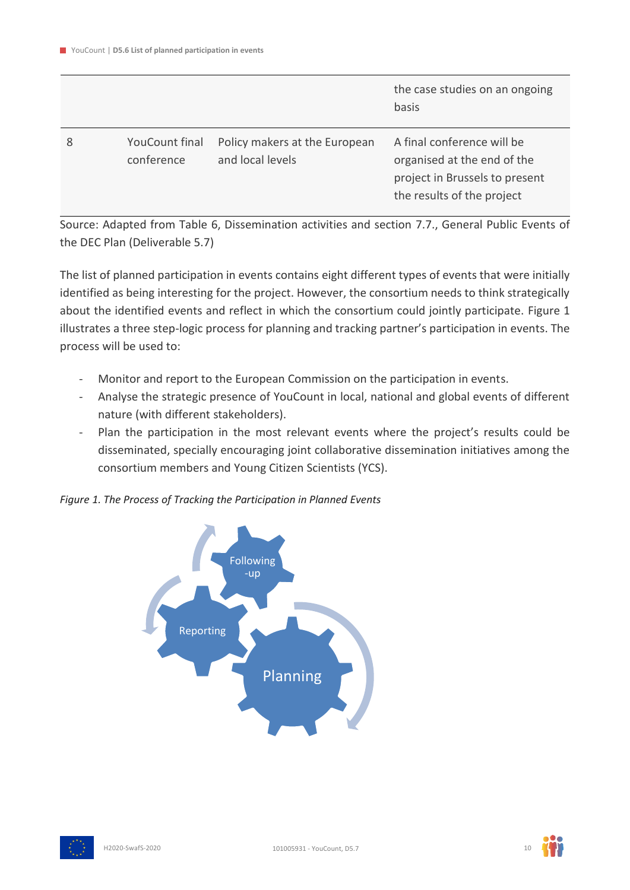|  |  |  | the case studies on an ongoing basis |
|---|---|---|---|
| 8 | YouCount final conference | Policy makers at the European and local levels | A final conference will be organised at the end of the project in Brussels to present the results of the project |

Source: Adapted from Table 6, Dissemination activities and section 7.7., General Public Events of the DEC Plan (Deliverable 5.7)

The list of planned participation in events contains eight different types of events that were initially identified as being interesting for the project. However, the consortium needs to think strategically about the identified events and reflect in which the consortium could jointly participate. Figure 1 illustrates a three step-logic process for planning and tracking partner's participation in events. The process will be used to:

- Monitor and report to the European Commission on the participation in events.
- Analyse the strategic presence of YouCount in local, national and global events of different nature (with different stakeholders).
- Plan the participation in the most relevant events where the project's results could be disseminated, specially encouraging joint collaborative dissemination initiatives among the consortium members and Young Citizen Scientists (YCS).

*Figure 1. The Process of Tracking the Participation in Planned Events*

Following-up

Reporting

Planning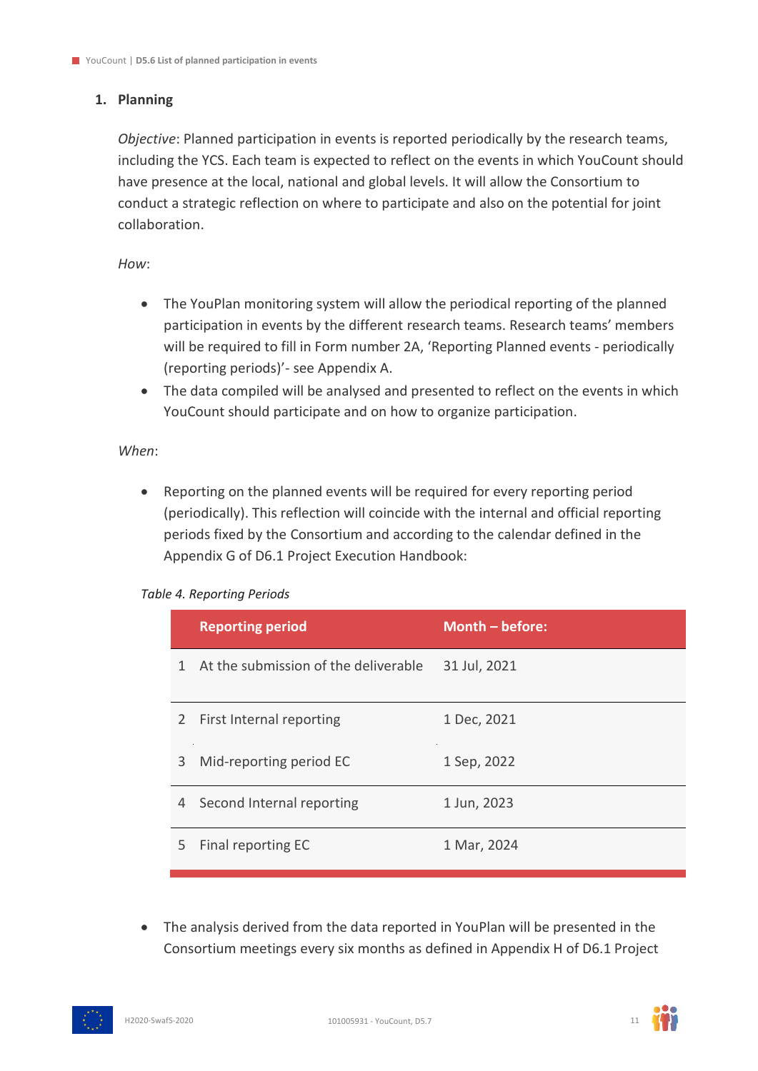## 1. Planning

*Objective*: Planned participation in events is reported periodically by the research teams, including the YCS. Each team is expected to reflect on the events in which YouCount should have presence at the local, national and global levels. It will allow the Consortium to conduct a strategic reflection on where to participate and also on the potential for joint collaboration.

*How*:

- The YouPlan monitoring system will allow the periodical reporting of the planned participation in events by the different research teams. Research teams' members will be required to fill in Form number 2A, 'Reporting Planned events - periodically (reporting periods)'- see Appendix A.
- The data compiled will be analysed and presented to reflect on the events in which YouCount should participate and on how to organize participation.

*When*:

- Reporting on the planned events will be required for every reporting period (periodically). This reflection will coincide with the internal and official reporting periods fixed by the Consortium and according to the calendar defined in the Appendix G of D6.1 Project Execution Handbook:

*Table 4. Reporting Periods*

| | Reporting period | Month – before: |
|---|---|---|
| 1 | At the submission of the deliverable | 31 Jul, 2021 |
| 2 | First Internal reporting | 1 Dec, 2021 |
| 3 | Mid-reporting period EC | 1 Sep, 2022 |
| 4 | Second Internal reporting | 1 Jun, 2023 |
| 5 | Final reporting EC | 1 Mar, 2024 |

- The analysis derived from the data reported in YouPlan will be presented in the Consortium meetings every six months as defined in Appendix H of D6.1 Project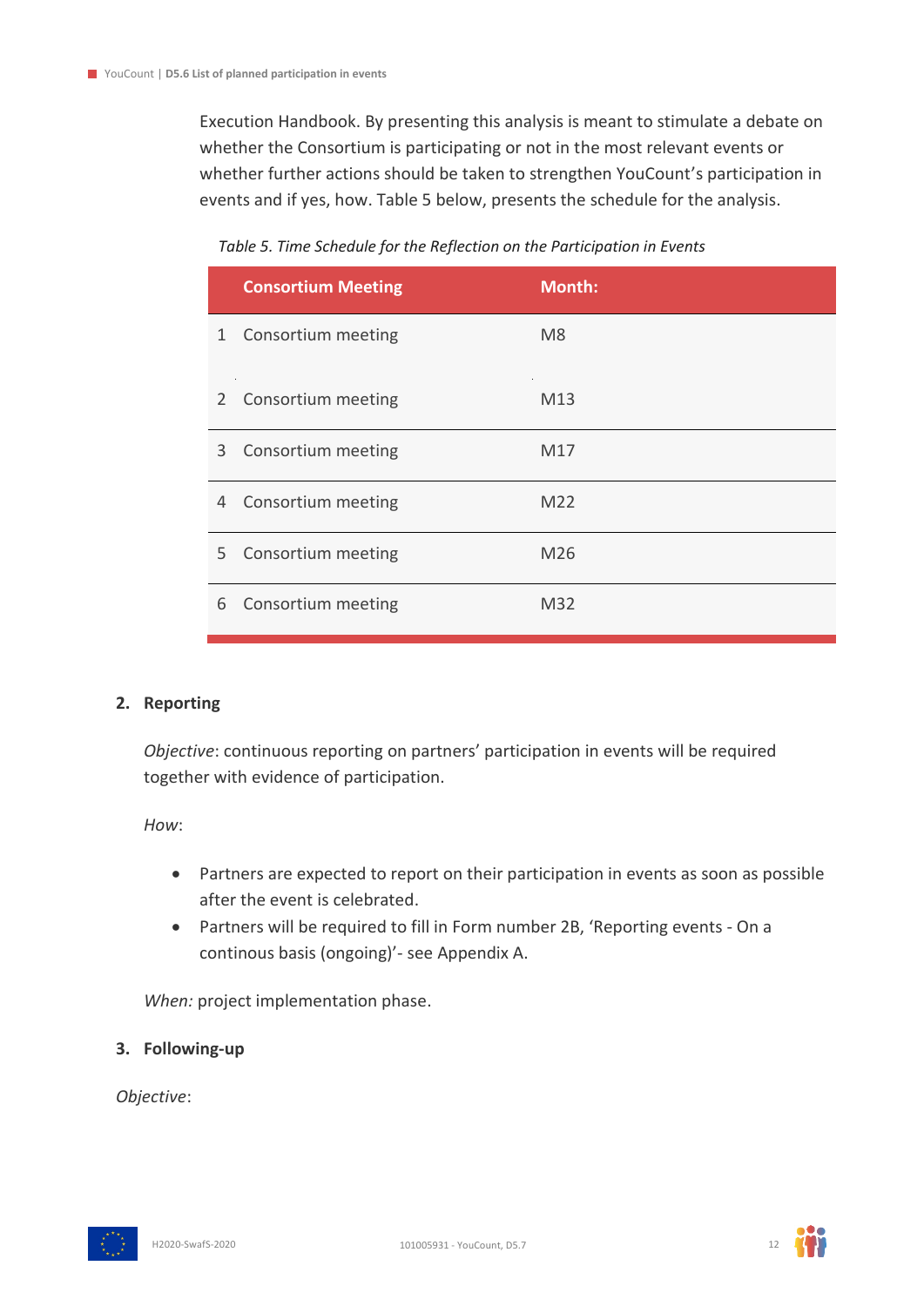Execution Handbook. By presenting this analysis is meant to stimulate a debate on whether the Consortium is participating or not in the most relevant events or whether further actions should be taken to strengthen YouCount's participation in events and if yes, how. Table 5 below, presents the schedule for the analysis.

*Table 5. Time Schedule for the Reflection on the Participation in Events*

| | Consortium Meeting | Month: |
|---|---|---|
| 1 | Consortium meeting | M8 |
| 2 | Consortium meeting | M13 |
| 3 | Consortium meeting | M17 |
| 4 | Consortium meeting | M22 |
| 5 | Consortium meeting | M26 |
| 6 | Consortium meeting | M32 |

## 2. Reporting

*Objective*: continuous reporting on partners' participation in events will be required together with evidence of participation.

*How*:

- Partners are expected to report on their participation in events as soon as possible after the event is celebrated.
- Partners will be required to fill in Form number 2B, 'Reporting events - On a continous basis (ongoing)'- see Appendix A.

*When:* project implementation phase.

## 3. Following-up

*Objective*: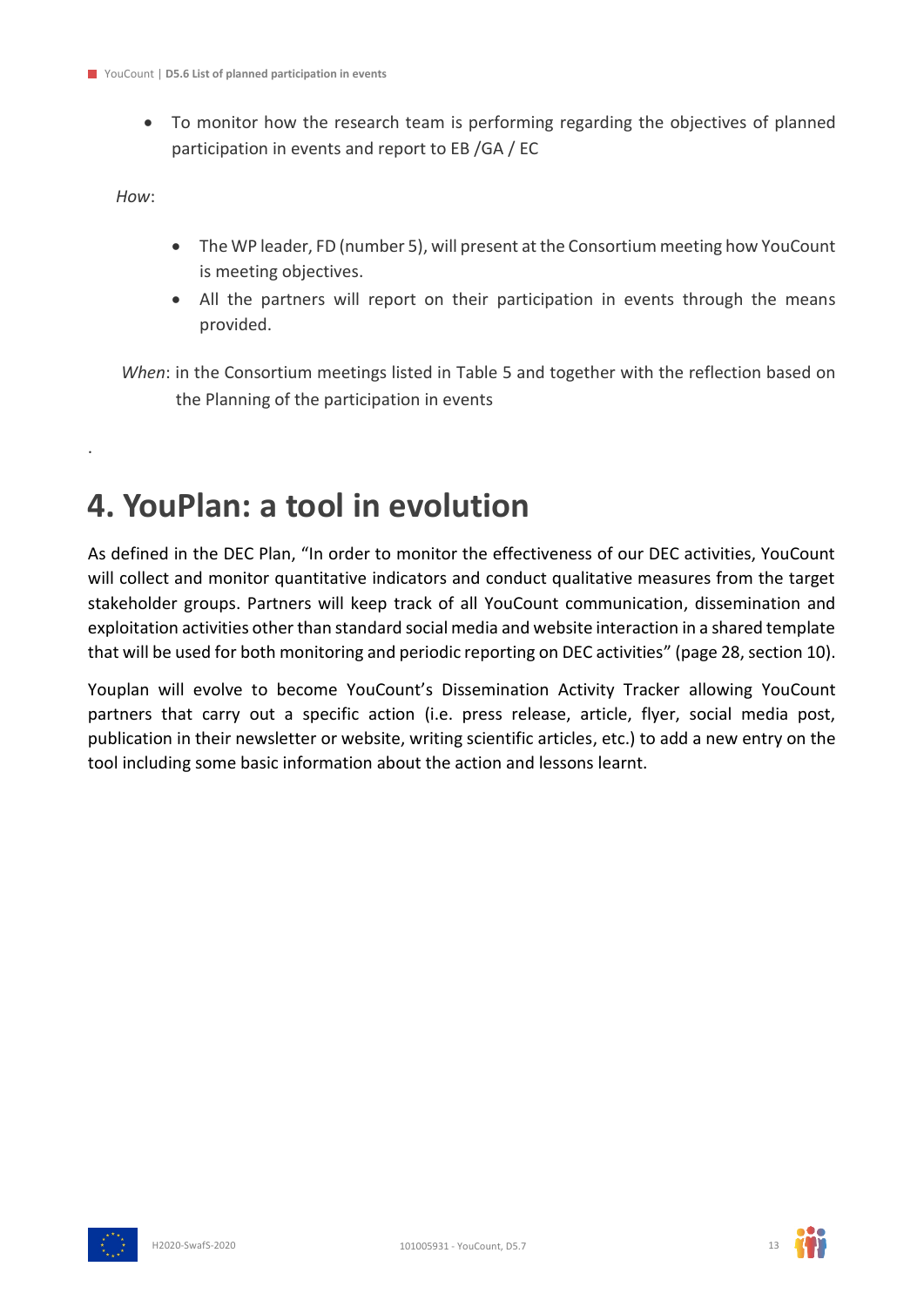- To monitor how the research team is performing regarding the objectives of planned participation in events and report to EB /GA / EC

*How*:

- The WP leader, FD (number 5), will present at the Consortium meeting how YouCount is meeting objectives.
- All the partners will report on their participation in events through the means provided.

*When*: in the Consortium meetings listed in Table 5 and together with the reflection based on the Planning of the participation in events

.

# 4. YouPlan: a tool in evolution

As defined in the DEC Plan, "In order to monitor the effectiveness of our DEC activities, YouCount will collect and monitor quantitative indicators and conduct qualitative measures from the target stakeholder groups. Partners will keep track of all YouCount communication, dissemination and exploitation activities other than standard social media and website interaction in a shared template that will be used for both monitoring and periodic reporting on DEC activities" (page 28, section 10).

Youplan will evolve to become YouCount's Dissemination Activity Tracker allowing YouCount partners that carry out a specific action (i.e. press release, article, flyer, social media post, publication in their newsletter or website, writing scientific articles, etc.) to add a new entry on the tool including some basic information about the action and lessons learnt.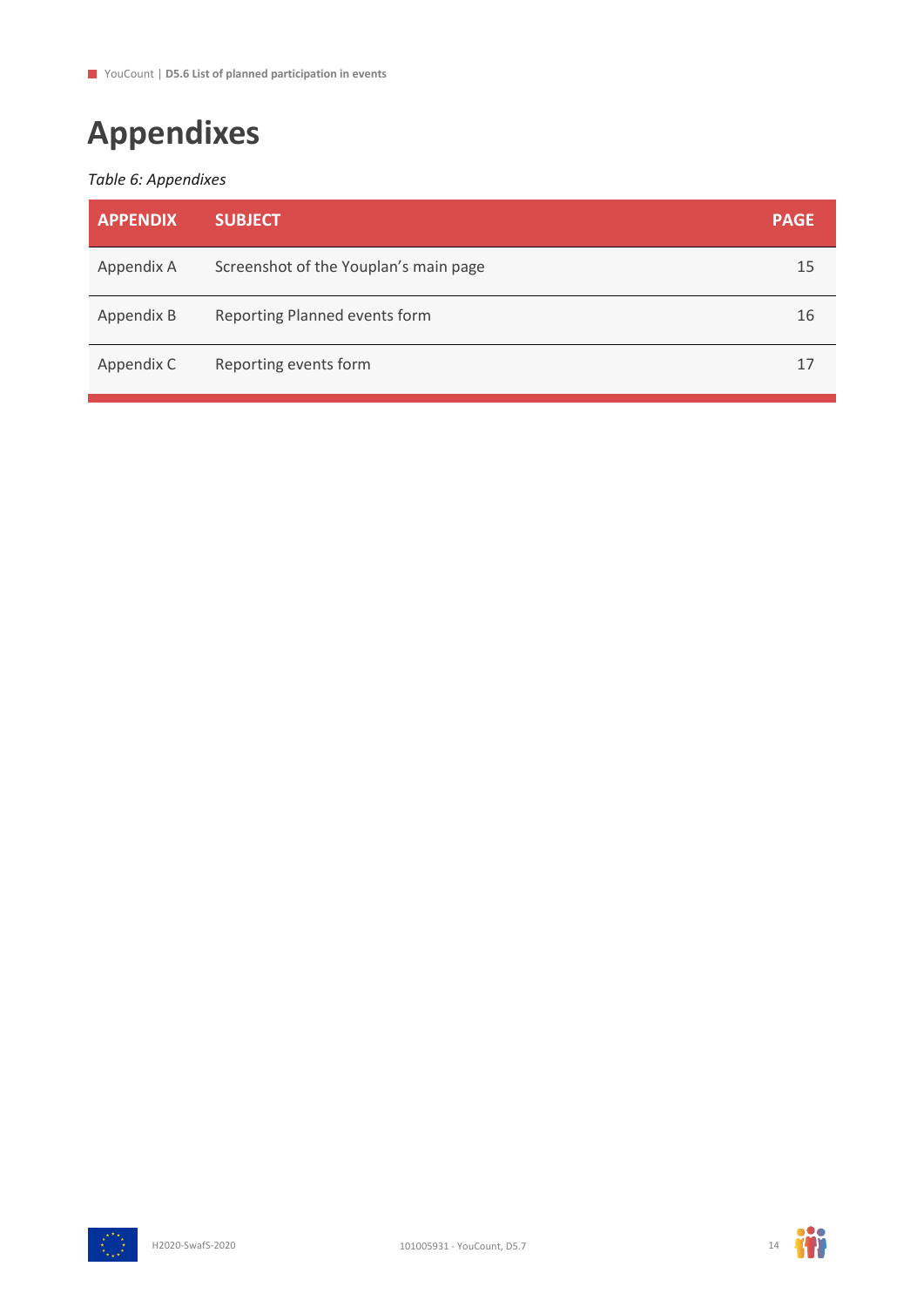# Appendixes

*Table 6: Appendixes*

| APPENDIX | SUBJECT | PAGE |
|---|---|---|
| Appendix A | Screenshot of the Youplan's main page | 15 |
| Appendix B | Reporting Planned events form | 16 |
| Appendix C | Reporting events form | 17 |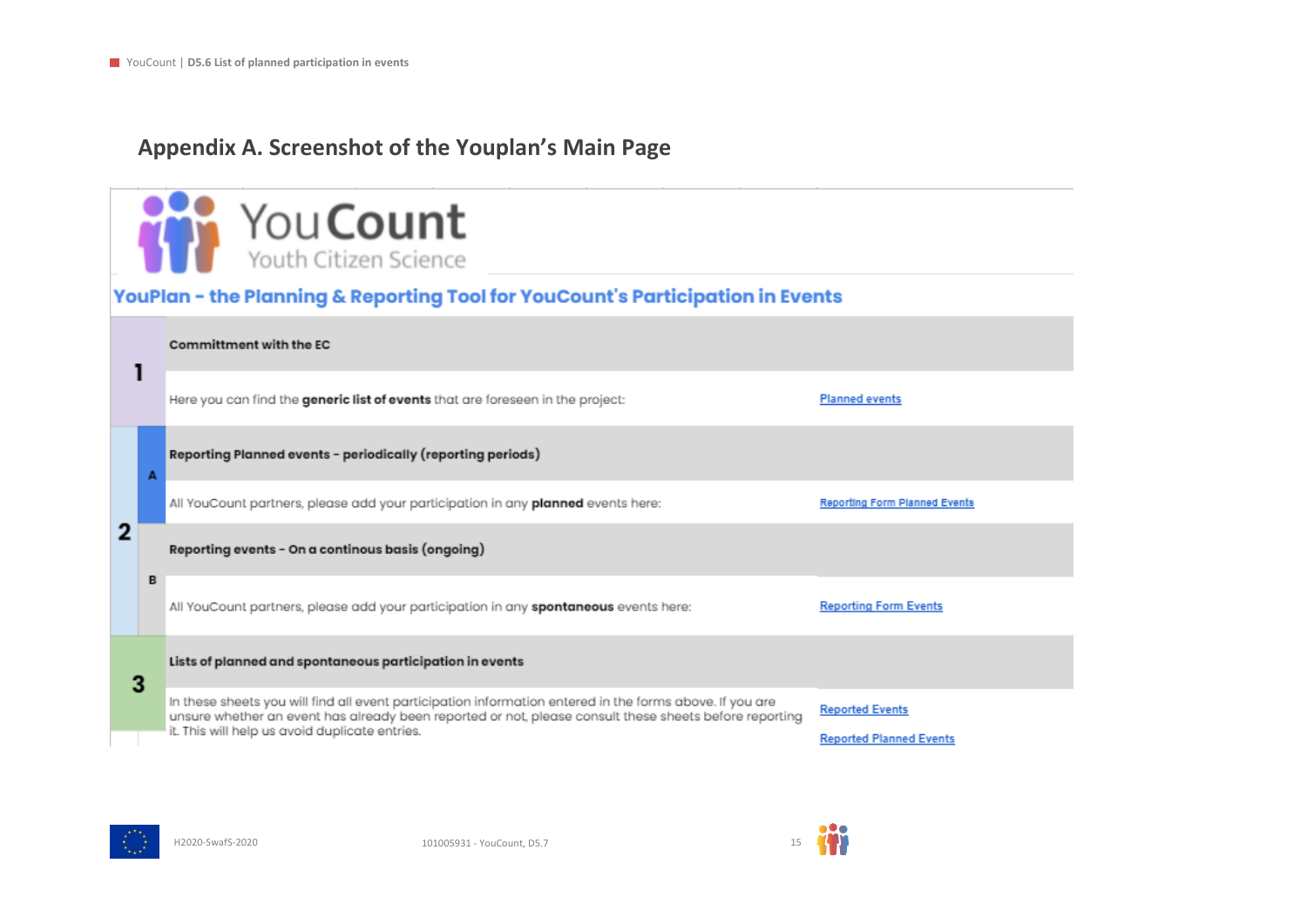## Appendix A. Screenshot of the Youplan's Main Page

YouCount
Youth Citizen Science

**YouPlan - the Planning & Reporting Tool for YouCount's Participation in Events**

| | | | |
|---|---|---|---|
| 1 | | **Committment with the EC** | |
| | | Here you can find the **generic list of events** that are foreseen in the project: | Planned events |
| 2 | A | **Reporting Planned events - periodically (reporting periods)** | |
| | | All YouCount partners, please add your participation in any **planned** events here: | Reporting Form Planned Events |
| | B | **Reporting events - On a continous basis (ongoing)** | |
| | | All YouCount partners, please add your participation in any **spontaneous** events here: | Reporting Form Events |
| 3 | | **Lists of planned and spontaneous participation in events** | |
| | | In these sheets you will find all event participation information entered in the forms above. If you are unsure whether an event has already been reported or not, please consult these sheets before reporting it. This will help us avoid duplicate entries. | Reported Events<br>Reported Planned Events |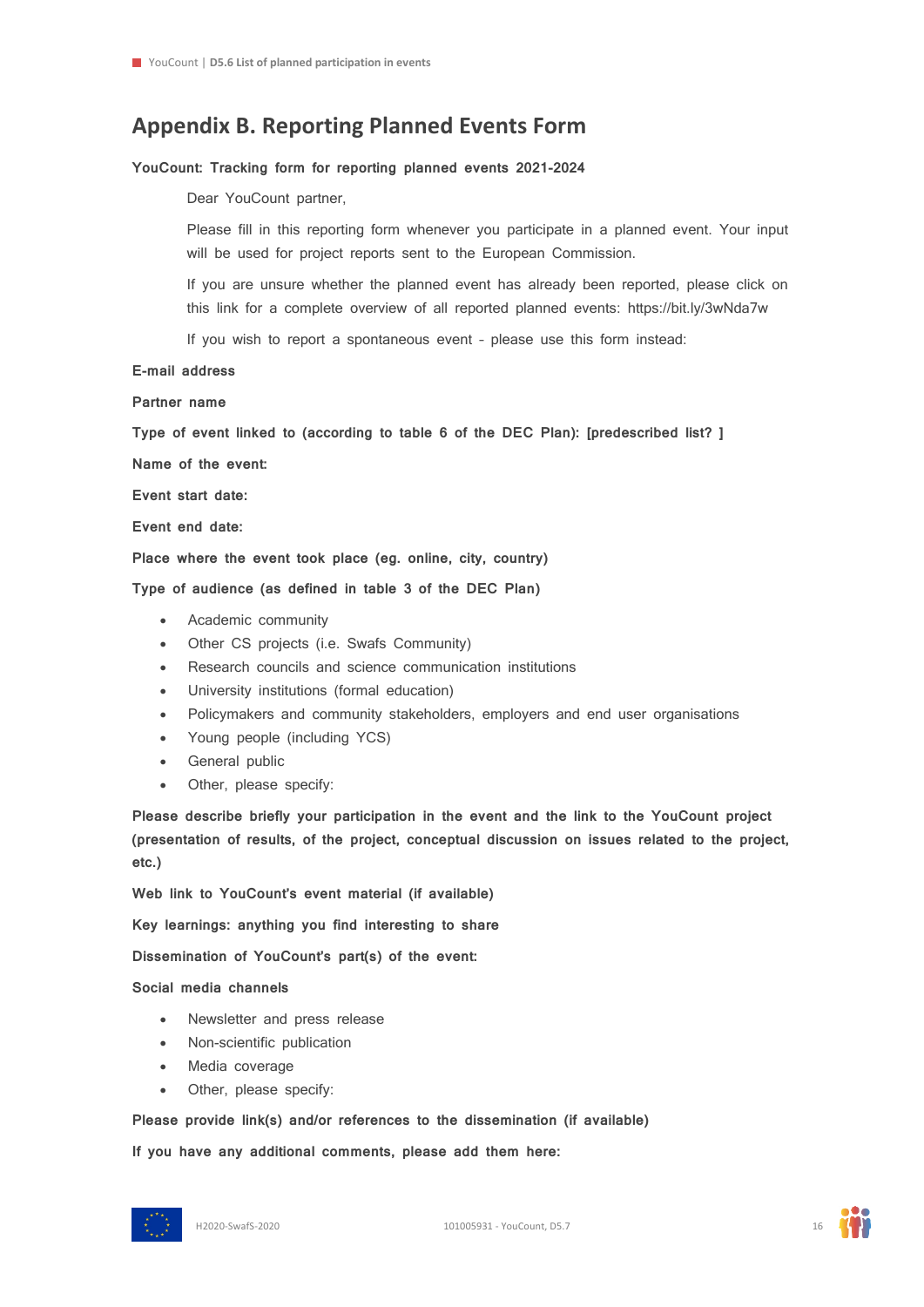# Appendix B. Reporting Planned Events Form

**YouCount: Tracking form for reporting planned events 2021-2024**

Dear YouCount partner,

Please fill in this reporting form whenever you participate in a planned event. Your input will be used for project reports sent to the European Commission.

If you are unsure whether the planned event has already been reported, please click on this link for a complete overview of all reported planned events: https://bit.ly/3wNda7w

If you wish to report a spontaneous event - please use this form instead:

**E-mail address**

**Partner name**

**Type of event linked to (according to table 6 of the DEC Plan): [predescribed list? ]**

**Name of the event:**

**Event start date:**

**Event end date:**

**Place where the event took place (eg. online, city, country)**

**Type of audience (as defined in table 3 of the DEC Plan)**

- Academic community
- Other CS projects (i.e. Swafs Community)
- Research councils and science communication institutions
- University institutions (formal education)
- Policymakers and community stakeholders, employers and end user organisations
- Young people (including YCS)
- General public
- Other, please specify:

**Please describe briefly your participation in the event and the link to the YouCount project (presentation of results, of the project, conceptual discussion on issues related to the project, etc.)**

**Web link to YouCount's event material (if available)**

**Key learnings: anything you find interesting to share**

**Dissemination of YouCount's part(s) of the event:**

**Social media channels**

- Newsletter and press release
- Non-scientific publication
- Media coverage
- Other, please specify:

**Please provide link(s) and/or references to the dissemination (if available)**

**If you have any additional comments, please add them here:**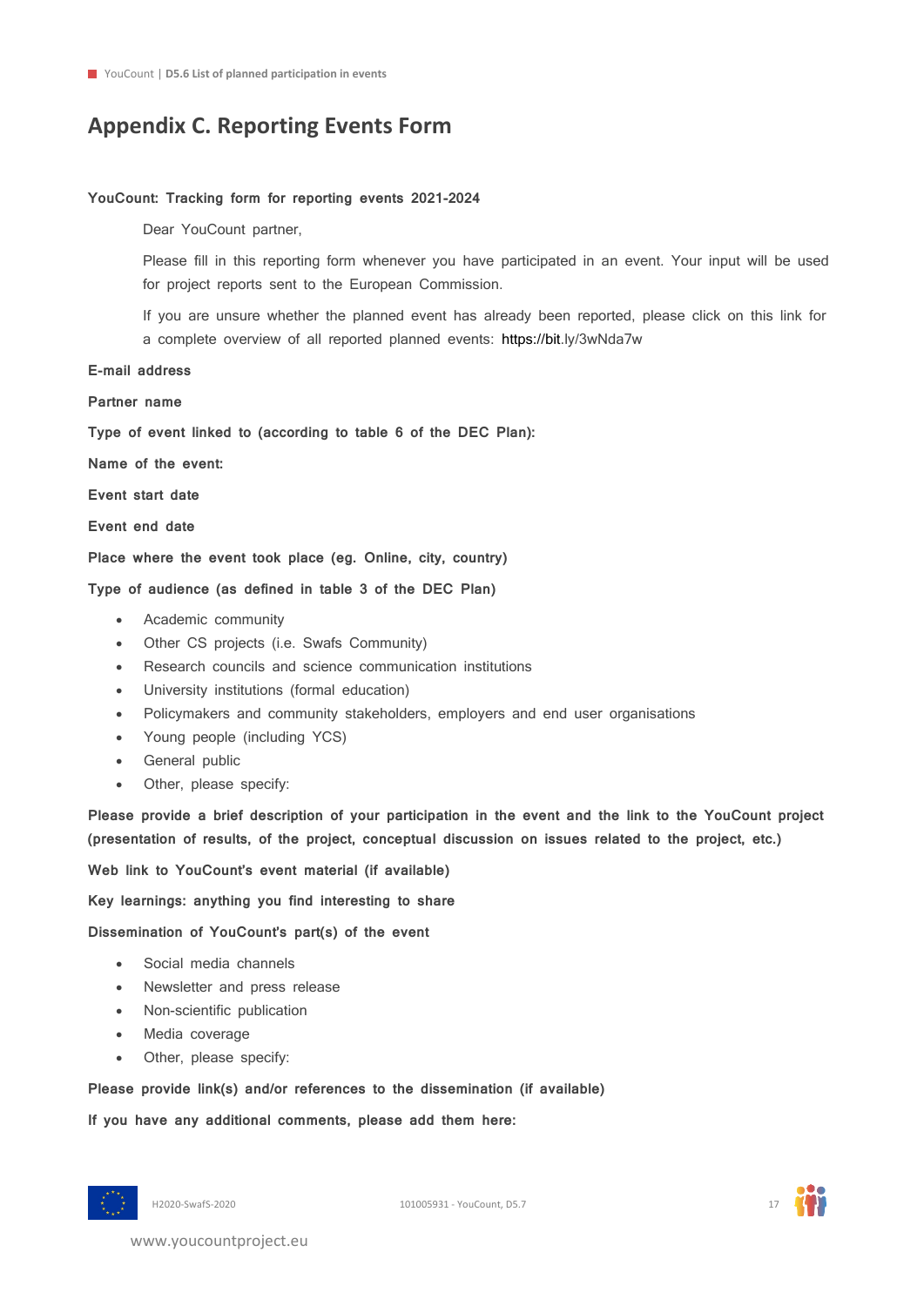# Appendix C. Reporting Events Form

**YouCount: Tracking form for reporting events 2021-2024**

Dear YouCount partner,

Please fill in this reporting form whenever you have participated in an event. Your input will be used for project reports sent to the European Commission.

If you are unsure whether the planned event has already been reported, please click on this link for a complete overview of all reported planned events: https://bit.ly/3wNda7w

**E-mail address**

**Partner name**

**Type of event linked to (according to table 6 of the DEC Plan):**

**Name of the event:**

**Event start date**

**Event end date**

**Place where the event took place (eg. Online, city, country)**

**Type of audience (as defined in table 3 of the DEC Plan)**

- Academic community
- Other CS projects (i.e. Swafs Community)
- Research councils and science communication institutions
- University institutions (formal education)
- Policymakers and community stakeholders, employers and end user organisations
- Young people (including YCS)
- General public
- Other, please specify:

**Please provide a brief description of your participation in the event and the link to the YouCount project (presentation of results, of the project, conceptual discussion on issues related to the project, etc.)**

**Web link to YouCount's event material (if available)**

**Key learnings: anything you find interesting to share**

**Dissemination of YouCount's part(s) of the event**

- Social media channels
- Newsletter and press release
- Non-scientific publication
- Media coverage
- Other, please specify:

**Please provide link(s) and/or references to the dissemination (if available)**

**If you have any additional comments, please add them here:**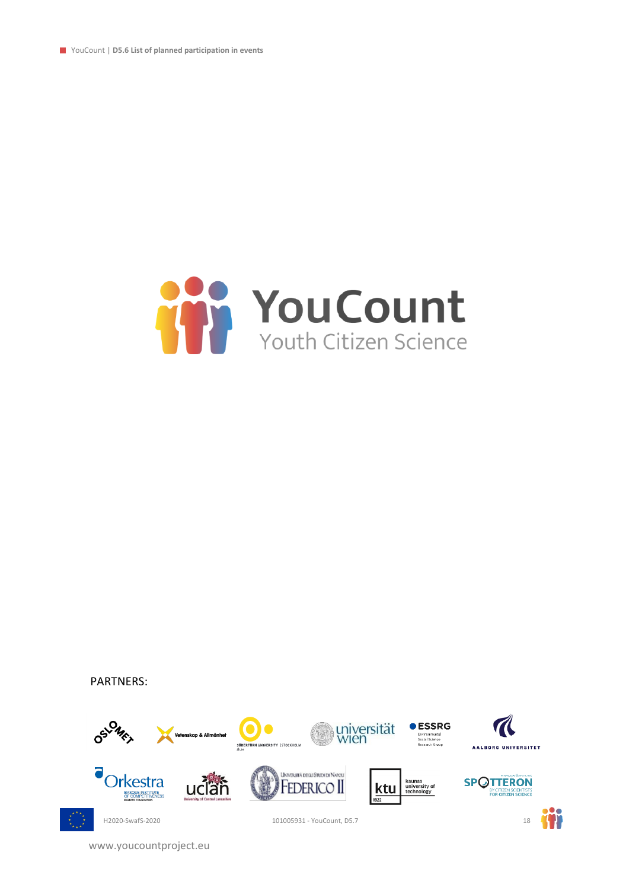YouCount

Youth Citizen Science

PARTNERS:

www.youcountproject.eu